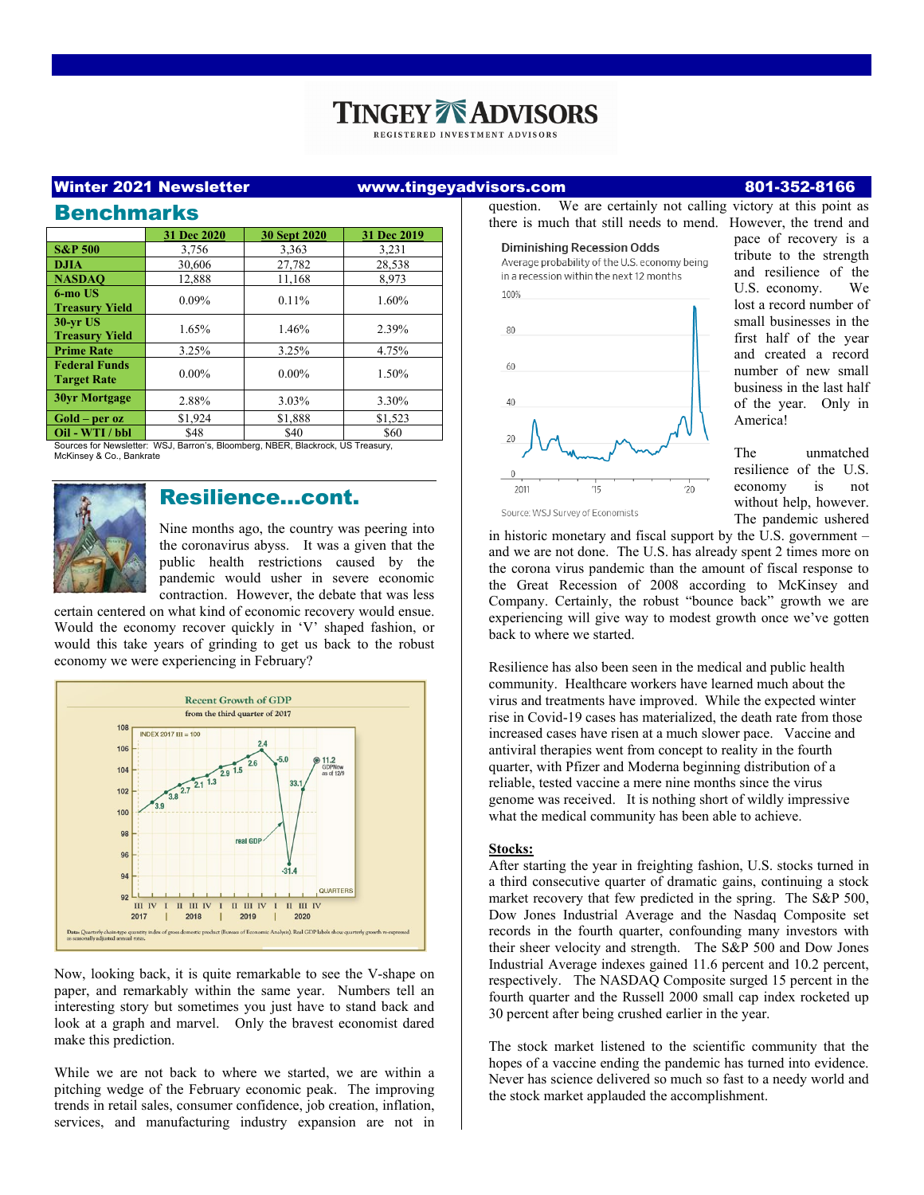# TINGEY ADVISORS

REGISTERED INVESTMENT ADVISORS

**Winter 2021 Newsletter** www.tingeyadvisors.com 801-352-8166

## Benchmarks

| | 31 Dec 2020 | 30 Sept 2020 | 31 Dec 2019 |
|---|---|---|---|
| **S&P 500** | 3,756 | 3,363 | 3,231 |
| **DJIA** | 30,606 | 27,782 | 28,538 |
| **NASDAQ** | 12,888 | 11,168 | 8,973 |
| **6-mo US Treasury Yield** | 0.09% | 0.11% | 1.60% |
| **30-yr US Treasury Yield** | 1.65% | 1.46% | 2.39% |
| **Prime Rate** | 3.25% | 3.25% | 4.75% |
| **Federal Funds Target Rate** | 0.00% | 0.00% | 1.50% |
| **30yr Mortgage** | 2.88% | 3.03% | 3.30% |
| **Gold – per oz** | $1,924 | $1,888 | $1,523 |
| **Oil - WTI / bbl** | $48 | $40 | $60 |

Sources for Newsletter: WSJ, Barron's, Bloomberg, NBER, Blackrock, US Treasury, McKinsey & Co., Bankrate

## Resilience…cont.

Nine months ago, the country was peering into the coronavirus abyss. It was a given that the public health restrictions caused by the pandemic would usher in severe economic contraction. However, the debate that was less certain centered on what kind of economic recovery would ensue. Would the economy recover quickly in 'V' shaped fashion, or would this take years of grinding to get us back to the robust economy we were experiencing in February?

Recent Growth of GDP
from the third quarter of 2017
INDEX 2017 III = 100
108
106
104
102
100
98
96
94
92
3.9
3.8
2.7
2.1
1.3
2.9
1.5
2.6
2.4
-5.0
-31.4
33.1
11.2
GDPNow as of 12/9
real GDP
QUARTERS
III IV I II III IV I II III IV I II III IV
2017 | 2018 | 2019 | 2020
Data: Quarterly chain-type quantity index of gross domestic product (Bureau of Economic Analysis). Real GDP labels show quarterly growth re-expressed as seasonally adjusted annual rates.

Now, looking back, it is quite remarkable to see the V-shape on paper, and remarkably within the same year. Numbers tell an interesting story but sometimes you just have to stand back and look at a graph and marvel. Only the bravest economist dared make this prediction.

While we are not back to where we started, we are within a pitching wedge of the February economic peak. The improving trends in retail sales, consumer confidence, job creation, inflation, services, and manufacturing industry expansion are not in question. We are certainly not calling victory at this point as there is much that still needs to mend. However, the trend and pace of recovery is a tribute to the strength and resilience of the U.S. economy. We lost a record number of small businesses in the first half of the year and created a record number of new small business in the last half of the year. Only in America!

Diminishing Recession Odds
Average probability of the U.S. economy being in a recession within the next 12 months
100%
80
60
40
20
0
2011
'15
'20
Source: WSJ Survey of Economists

The unmatched resilience of the U.S. economy is not without help, however. The pandemic ushered in historic monetary and fiscal support by the U.S. government – and we are not done. The U.S. has already spent 2 times more on the corona virus pandemic than the amount of fiscal response to the Great Recession of 2008 according to McKinsey and Company. Certainly, the robust "bounce back" growth we are experiencing will give way to modest growth once we've gotten back to where we started.

Resilience has also been seen in the medical and public health community. Healthcare workers have learned much about the virus and treatments have improved. While the expected winter rise in Covid-19 cases has materialized, the death rate from those increased cases have risen at a much slower pace. Vaccine and antiviral therapies went from concept to reality in the fourth quarter, with Pfizer and Moderna beginning distribution of a reliable, tested vaccine a mere nine months since the virus genome was received. It is nothing short of wildly impressive what the medical community has been able to achieve.

**Stocks:**

After starting the year in freighting fashion, U.S. stocks turned in a third consecutive quarter of dramatic gains, continuing a stock market recovery that few predicted in the spring. The S&P 500, Dow Jones Industrial Average and the Nasdaq Composite set records in the fourth quarter, confounding many investors with their sheer velocity and strength. The S&P 500 and Dow Jones Industrial Average indexes gained 11.6 percent and 10.2 percent, respectively. The NASDAQ Composite surged 15 percent in the fourth quarter and the Russell 2000 small cap index rocketed up 30 percent after being crushed earlier in the year.

The stock market listened to the scientific community that the hopes of a vaccine ending the pandemic has turned into evidence. Never has science delivered so much so fast to a needy world and the stock market applauded the accomplishment.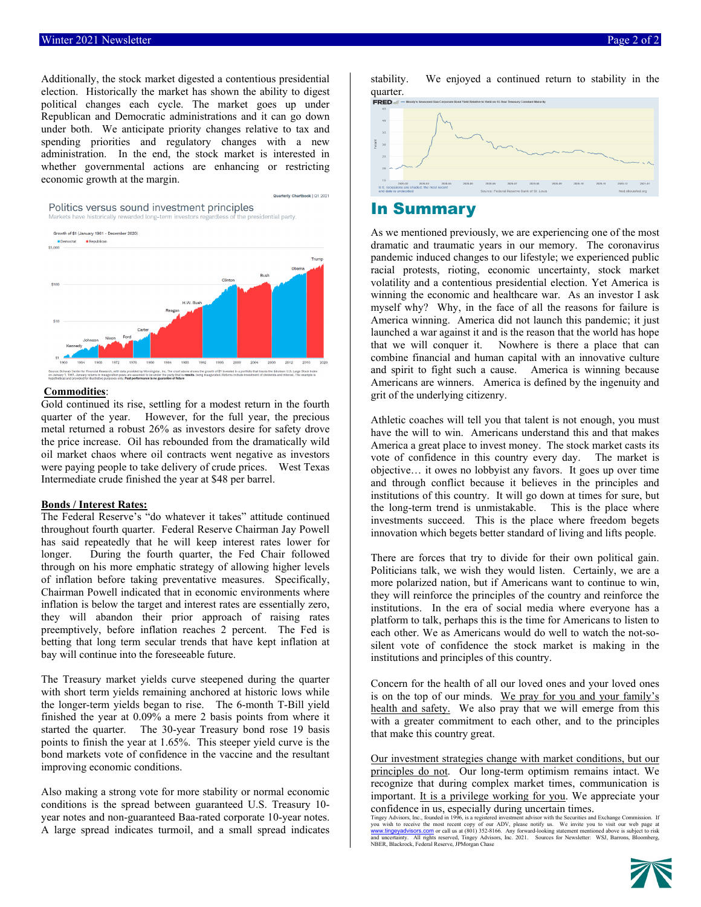Additionally, the stock market digested a contentious presidential election. Historically the market has shown the ability to digest political changes each cycle. The market goes up under Republican and Democratic administrations and it can go down under both. We anticipate priority changes relative to tax and spending priorities and regulatory changes with a new administration. In the end, the stock market is interested in whether governmental actions are enhancing or restricting economic growth at the margin.

Quarterly Chartbook | Q1 2021

Politics versus sound investment principles

Markets have historically rewarded long-term investors regardless of the presidential party.

Growth of $1 (January 1961 - December 2020)

Democrat Republican

$1,000

$100

$10

$1

Kennedy Johnson Nixon Ford Carter Reagan H.W. Bush Clinton Bush Obama Trump

1960 1964 1968 1972 1976 1980 1984 1988 1992 1996 2000 2004 2008 2012 2016 2020

**Commodities**:

Gold continued its rise, settling for a modest return in the fourth quarter of the year. However, for the full year, the precious metal returned a robust 26% as investors desire for safety drove the price increase. Oil has rebounded from the dramatically wild oil market chaos where oil contracts went negative as investors were paying people to take delivery of crude prices. West Texas Intermediate crude finished the year at $48 per barrel.

**Bonds / Interest Rates:**

The Federal Reserve's "do whatever it takes" attitude continued throughout fourth quarter. Federal Reserve Chairman Jay Powell has said repeatedly that he will keep interest rates lower for longer. During the fourth quarter, the Fed Chair followed through on his more emphatic strategy of allowing higher levels of inflation before taking preventative measures. Specifically, Chairman Powell indicated that in economic environments where inflation is below the target and interest rates are essentially zero, they will abandon their prior approach of raising rates preemptively, before inflation reaches 2 percent. The Fed is betting that long term secular trends that have kept inflation at bay will continue into the foreseeable future.

The Treasury market yields curve steepened during the quarter with short term yields remaining anchored at historic lows while the longer-term yields began to rise. The 6-month T-Bill yield finished the year at 0.09% a mere 2 basis points from where it started the quarter. The 30-year Treasury bond rose 19 basis points to finish the year at 1.65%. This steeper yield curve is the bond markets vote of confidence in the vaccine and the resultant improving economic conditions.

Also making a strong vote for more stability or normal economic conditions is the spread between guaranteed U.S. Treasury 10-year notes and non-guaranteed Baa-rated corporate 10-year notes. A large spread indicates turmoil, and a small spread indicates stability. We enjoyed a continued return to stability in the quarter.

FRED — Moody's Seasoned Baa Corporate Bond Yield Relative to Yield on 10-Year Treasury Constant Maturity

Source: Federal Reserve Bank of St. Louis

fred.stlouisfed.org

## In Summary

As we mentioned previously, we are experiencing one of the most dramatic and traumatic years in our memory. The coronavirus pandemic induced changes to our lifestyle; we experienced public racial protests, rioting, economic uncertainty, stock market volatility and a contentious presidential election. Yet America is winning the economic and healthcare war. As an investor I ask myself why? Why, in the face of all the reasons for failure is America winning. America did not launch this pandemic; it just launched a war against it and is the reason that the world has hope that we will conquer it. Nowhere is there a place that can combine financial and human capital with an innovative culture and spirit to fight such a cause. America is winning because Americans are winners. America is defined by the ingenuity and grit of the underlying citizenry.

Athletic coaches will tell you that talent is not enough, you must have the will to win. Americans understand this and that makes America a great place to invest money. The stock market casts its vote of confidence in this country every day. The market is objective… it owes no lobbyist any favors. It goes up over time and through conflict because it believes in the principles and institutions of this country. It will go down at times for sure, but the long-term trend is unmistakable. This is the place where investments succeed. This is the place where freedom begets innovation which begets better standard of living and lifts people.

There are forces that try to divide for their own political gain. Politicians talk, we wish they would listen. Certainly, we are a more polarized nation, but if Americans want to continue to win, they will reinforce the principles of the country and reinforce the institutions. In the era of social media where everyone has a platform to talk, perhaps this is the time for Americans to listen to each other. We as Americans would do well to watch the not-so-silent vote of confidence the stock market is making in the institutions and principles of this country.

Concern for the health of all our loved ones and your loved ones is on the top of our minds. We pray for you and your family's health and safety. We also pray that we will emerge from this with a greater commitment to each other, and to the principles that make this country great.

Our investment strategies change with market conditions, but our principles do not. Our long-term optimism remains intact. We recognize that during complex market times, communication is important. It is a privilege working for you. We appreciate your confidence in us, especially during uncertain times.

Tingey Advisors, Inc., founded in 1996, is a registered investment advisor with the Securities and Exchange Commission. If you wish to receive the most recent copy of our ADV, please notify us. We invite you to visit our web page at www.tingeyadvisors.com or call us at (801) 352-8166. Any forward-looking statement mentioned above is subject to risk and uncertainty. All rights reserved, Tingey Advisors, Inc. 2021. Sources for Newsletter: WSJ, Barrons, Bloomberg, NBER, Blackrock, Federal Reserve, JPMorgan Chase